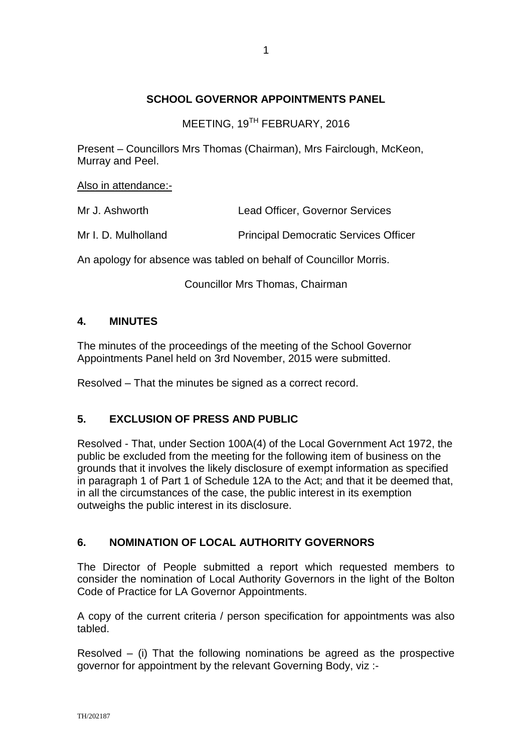# SCHOOL GOVERNOR APPOINTMENTS PANEL

MEETING, 19TH FEBRUARY, 2016

Present – Councillors Mrs Thomas (Chairman), Mrs Fairclough, McKeon, Murray and Peel.

Also in attendance:-

| | |
|---|---|
| Mr J. Ashworth | Lead Officer, Governor Services |
| Mr I. D. Mulholland | Principal Democratic Services Officer |

An apology for absence was tabled on behalf of Councillor Morris.

Councillor Mrs Thomas, Chairman

## 4. MINUTES

The minutes of the proceedings of the meeting of the School Governor Appointments Panel held on 3rd November, 2015 were submitted.

Resolved – That the minutes be signed as a correct record.

## 5. EXCLUSION OF PRESS AND PUBLIC

Resolved - That, under Section 100A(4) of the Local Government Act 1972, the public be excluded from the meeting for the following item of business on the grounds that it involves the likely disclosure of exempt information as specified in paragraph 1 of Part 1 of Schedule 12A to the Act; and that it be deemed that, in all the circumstances of the case, the public interest in its exemption outweighs the public interest in its disclosure.

## 6. NOMINATION OF LOCAL AUTHORITY GOVERNORS

The Director of People submitted a report which requested members to consider the nomination of Local Authority Governors in the light of the Bolton Code of Practice for LA Governor Appointments.

A copy of the current criteria / person specification for appointments was also tabled.

Resolved – (i) That the following nominations be agreed as the prospective governor for appointment by the relevant Governing Body, viz :-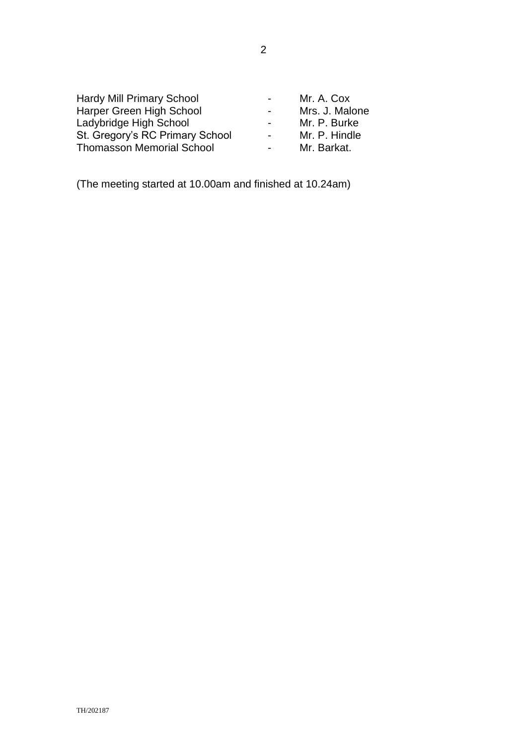| | | |
|---|---|---|
| Hardy Mill Primary School | - | Mr. A. Cox |
| Harper Green High School | - | Mrs. J. Malone |
| Ladybridge High School | - | Mr. P. Burke |
| St. Gregory's RC Primary School | - | Mr. P. Hindle |
| Thomasson Memorial School | - | Mr. Barkat. |

(The meeting started at 10.00am and finished at 10.24am)

TH/202187